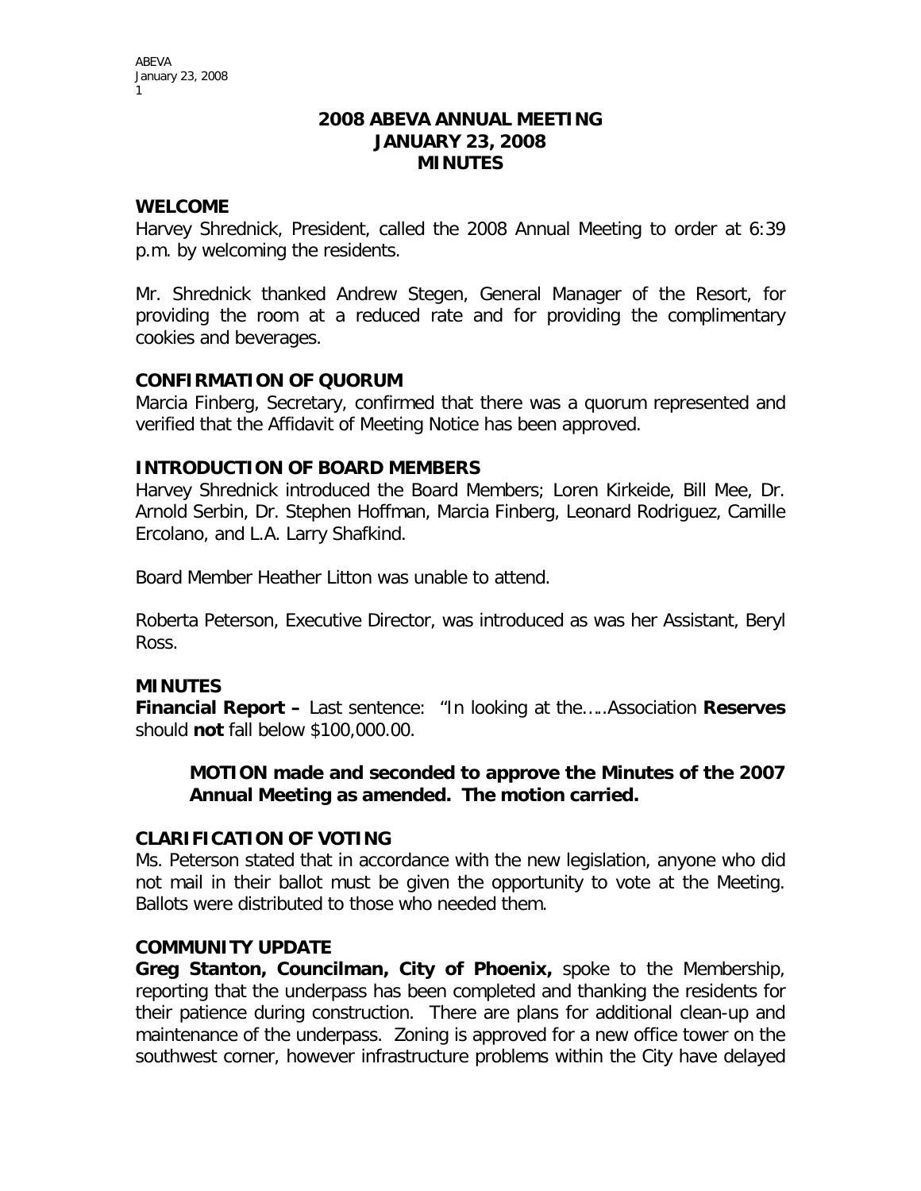# 2008 ABEVA ANNUAL MEETING
# JANUARY 23, 2008
# MINUTES

## WELCOME

Harvey Shrednick, President, called the 2008 Annual Meeting to order at 6:39 p.m. by welcoming the residents.

Mr. Shrednick thanked Andrew Stegen, General Manager of the Resort, for providing the room at a reduced rate and for providing the complimentary cookies and beverages.

## CONFIRMATION OF QUORUM

Marcia Finberg, Secretary, confirmed that there was a quorum represented and verified that the Affidavit of Meeting Notice has been approved.

## INTRODUCTION OF BOARD MEMBERS

Harvey Shrednick introduced the Board Members; Loren Kirkeide, Bill Mee, Dr. Arnold Serbin, Dr. Stephen Hoffman, Marcia Finberg, Leonard Rodriguez, Camille Ercolano, and L.A. Larry Shafkind.

Board Member Heather Litton was unable to attend.

Roberta Peterson, Executive Director, was introduced as was her Assistant, Beryl Ross.

## MINUTES

**Financial Report –** Last sentence: "In looking at the…..Association **Reserves** should **not** fall below $100,000.00.

> **MOTION made and seconded to approve the Minutes of the 2007 Annual Meeting as amended. The motion carried.**

## CLARIFICATION OF VOTING

Ms. Peterson stated that in accordance with the new legislation, anyone who did not mail in their ballot must be given the opportunity to vote at the Meeting. Ballots were distributed to those who needed them.

## COMMUNITY UPDATE

**Greg Stanton, Councilman, City of Phoenix,** spoke to the Membership, reporting that the underpass has been completed and thanking the residents for their patience during construction. There are plans for additional clean-up and maintenance of the underpass. Zoning is approved for a new office tower on the southwest corner, however infrastructure problems within the City have delayed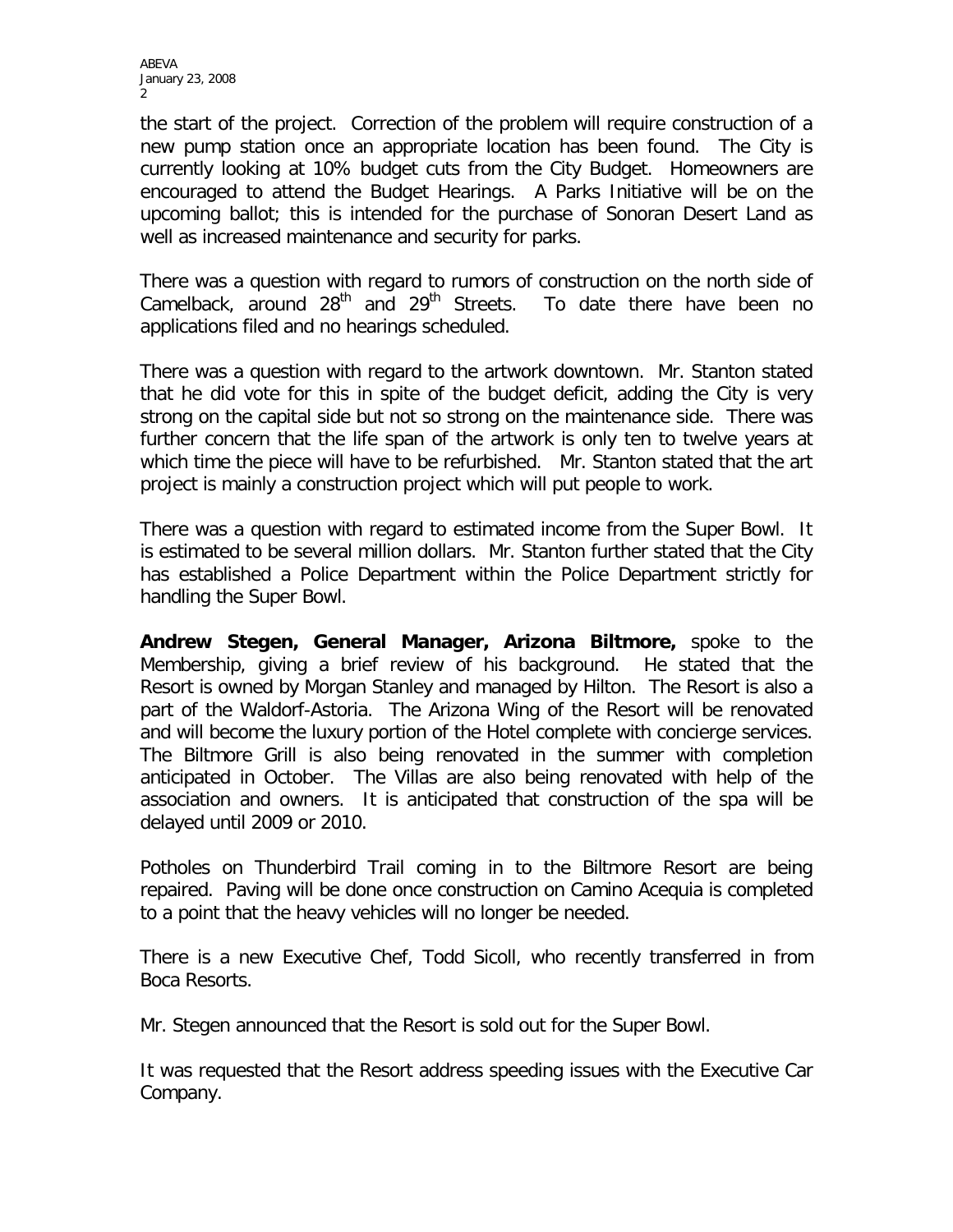the start of the project. Correction of the problem will require construction of a new pump station once an appropriate location has been found. The City is currently looking at 10% budget cuts from the City Budget. Homeowners are encouraged to attend the Budget Hearings. A Parks Initiative will be on the upcoming ballot; this is intended for the purchase of Sonoran Desert Land as well as increased maintenance and security for parks.

There was a question with regard to rumors of construction on the north side of Camelback, around 28th and 29th Streets. To date there have been no applications filed and no hearings scheduled.

There was a question with regard to the artwork downtown. Mr. Stanton stated that he did vote for this in spite of the budget deficit, adding the City is very strong on the capital side but not so strong on the maintenance side. There was further concern that the life span of the artwork is only ten to twelve years at which time the piece will have to be refurbished. Mr. Stanton stated that the art project is mainly a construction project which will put people to work.

There was a question with regard to estimated income from the Super Bowl. It is estimated to be several million dollars. Mr. Stanton further stated that the City has established a Police Department within the Police Department strictly for handling the Super Bowl.

**Andrew Stegen, General Manager, Arizona Biltmore,** spoke to the Membership, giving a brief review of his background. He stated that the Resort is owned by Morgan Stanley and managed by Hilton. The Resort is also a part of the Waldorf-Astoria. The Arizona Wing of the Resort will be renovated and will become the luxury portion of the Hotel complete with concierge services. The Biltmore Grill is also being renovated in the summer with completion anticipated in October. The Villas are also being renovated with help of the association and owners. It is anticipated that construction of the spa will be delayed until 2009 or 2010.

Potholes on Thunderbird Trail coming in to the Biltmore Resort are being repaired. Paving will be done once construction on Camino Acequia is completed to a point that the heavy vehicles will no longer be needed.

There is a new Executive Chef, Todd Sicoll, who recently transferred in from Boca Resorts.

Mr. Stegen announced that the Resort is sold out for the Super Bowl.

It was requested that the Resort address speeding issues with the Executive Car Company.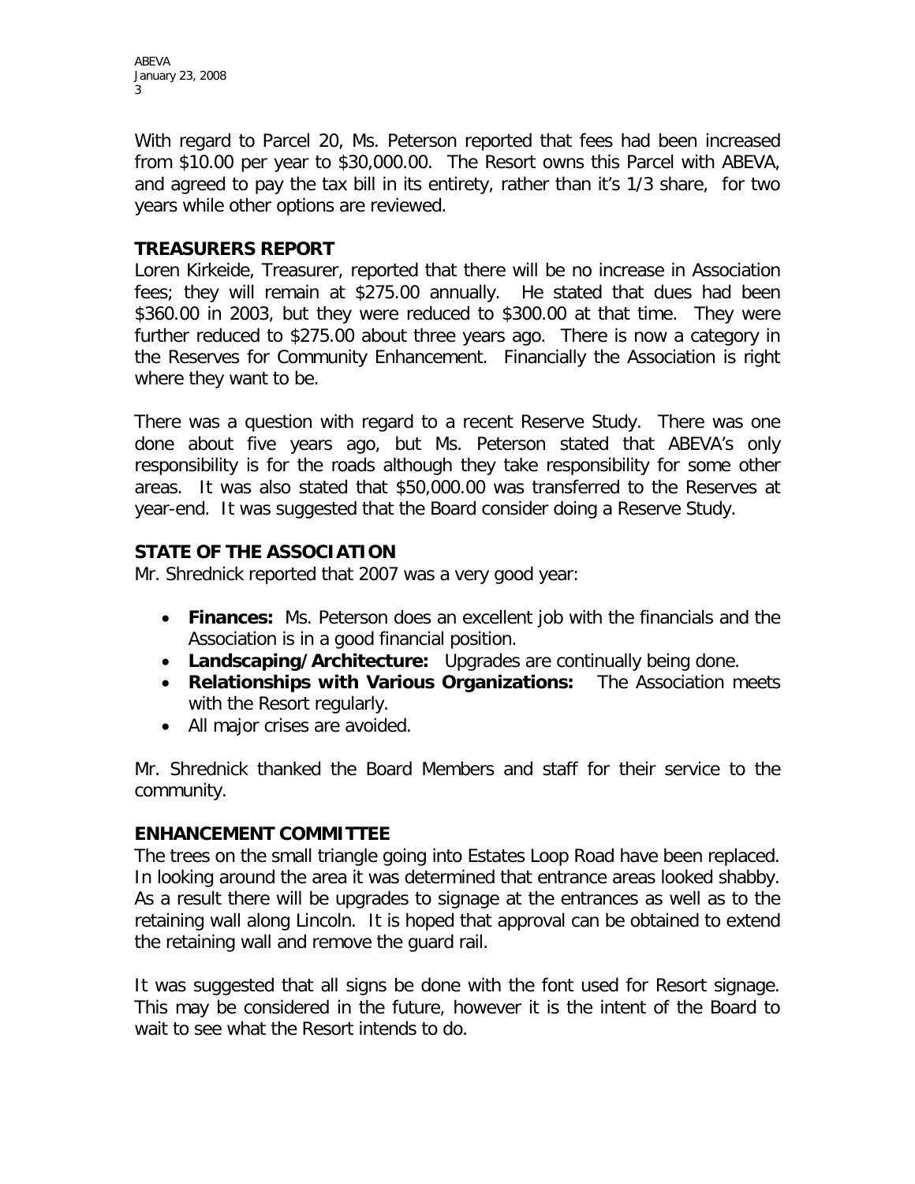With regard to Parcel 20, Ms. Peterson reported that fees had been increased from $10.00 per year to $30,000.00. The Resort owns this Parcel with ABEVA, and agreed to pay the tax bill in its entirety, rather than it's 1/3 share, for two years while other options are reviewed.

## TREASURERS REPORT

Loren Kirkeide, Treasurer, reported that there will be no increase in Association fees; they will remain at $275.00 annually. He stated that dues had been $360.00 in 2003, but they were reduced to $300.00 at that time. They were further reduced to $275.00 about three years ago. There is now a category in the Reserves for Community Enhancement. Financially the Association is right where they want to be.

There was a question with regard to a recent Reserve Study. There was one done about five years ago, but Ms. Peterson stated that ABEVA's only responsibility is for the roads although they take responsibility for some other areas. It was also stated that $50,000.00 was transferred to the Reserves at year-end. It was suggested that the Board consider doing a Reserve Study.

## STATE OF THE ASSOCIATION

Mr. Shrednick reported that 2007 was a very good year:

- **Finances:** Ms. Peterson does an excellent job with the financials and the Association is in a good financial position.
- **Landscaping/Architecture:** Upgrades are continually being done.
- **Relationships with Various Organizations:** The Association meets with the Resort regularly.
- All major crises are avoided.

Mr. Shrednick thanked the Board Members and staff for their service to the community.

## ENHANCEMENT COMMITTEE

The trees on the small triangle going into Estates Loop Road have been replaced. In looking around the area it was determined that entrance areas looked shabby. As a result there will be upgrades to signage at the entrances as well as to the retaining wall along Lincoln. It is hoped that approval can be obtained to extend the retaining wall and remove the guard rail.

It was suggested that all signs be done with the font used for Resort signage. This may be considered in the future, however it is the intent of the Board to wait to see what the Resort intends to do.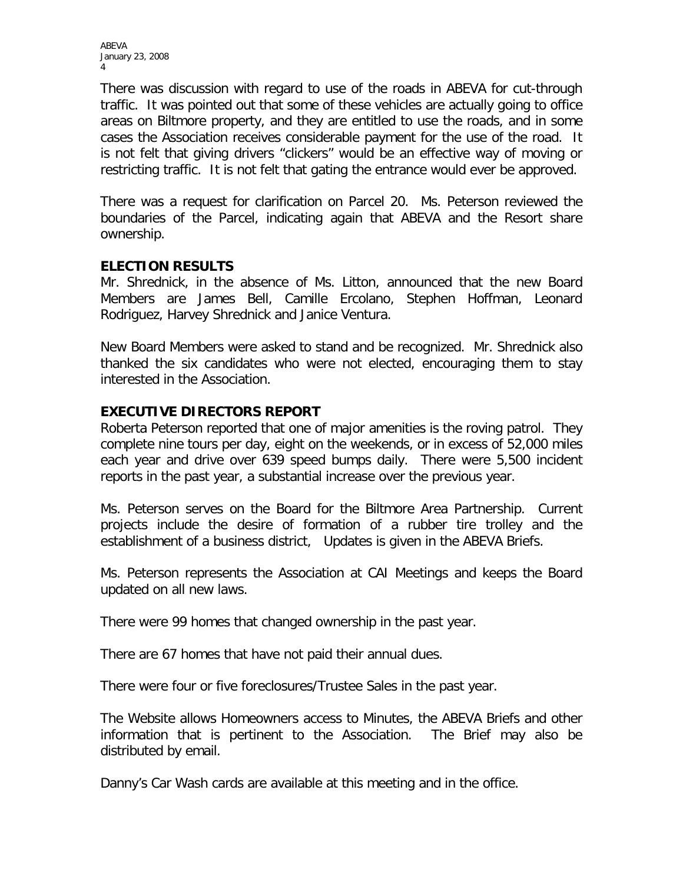There was discussion with regard to use of the roads in ABEVA for cut-through traffic. It was pointed out that some of these vehicles are actually going to office areas on Biltmore property, and they are entitled to use the roads, and in some cases the Association receives considerable payment for the use of the road. It is not felt that giving drivers "clickers" would be an effective way of moving or restricting traffic. It is not felt that gating the entrance would ever be approved.

There was a request for clarification on Parcel 20. Ms. Peterson reviewed the boundaries of the Parcel, indicating again that ABEVA and the Resort share ownership.

## ELECTION RESULTS

Mr. Shrednick, in the absence of Ms. Litton, announced that the new Board Members are James Bell, Camille Ercolano, Stephen Hoffman, Leonard Rodriguez, Harvey Shrednick and Janice Ventura.

New Board Members were asked to stand and be recognized. Mr. Shrednick also thanked the six candidates who were not elected, encouraging them to stay interested in the Association.

## EXECUTIVE DIRECTORS REPORT

Roberta Peterson reported that one of major amenities is the roving patrol. They complete nine tours per day, eight on the weekends, or in excess of 52,000 miles each year and drive over 639 speed bumps daily. There were 5,500 incident reports in the past year, a substantial increase over the previous year.

Ms. Peterson serves on the Board for the Biltmore Area Partnership. Current projects include the desire of formation of a rubber tire trolley and the establishment of a business district, Updates is given in the ABEVA Briefs.

Ms. Peterson represents the Association at CAI Meetings and keeps the Board updated on all new laws.

There were 99 homes that changed ownership in the past year.

There are 67 homes that have not paid their annual dues.

There were four or five foreclosures/Trustee Sales in the past year.

The Website allows Homeowners access to Minutes, the ABEVA Briefs and other information that is pertinent to the Association. The Brief may also be distributed by email.

Danny's Car Wash cards are available at this meeting and in the office.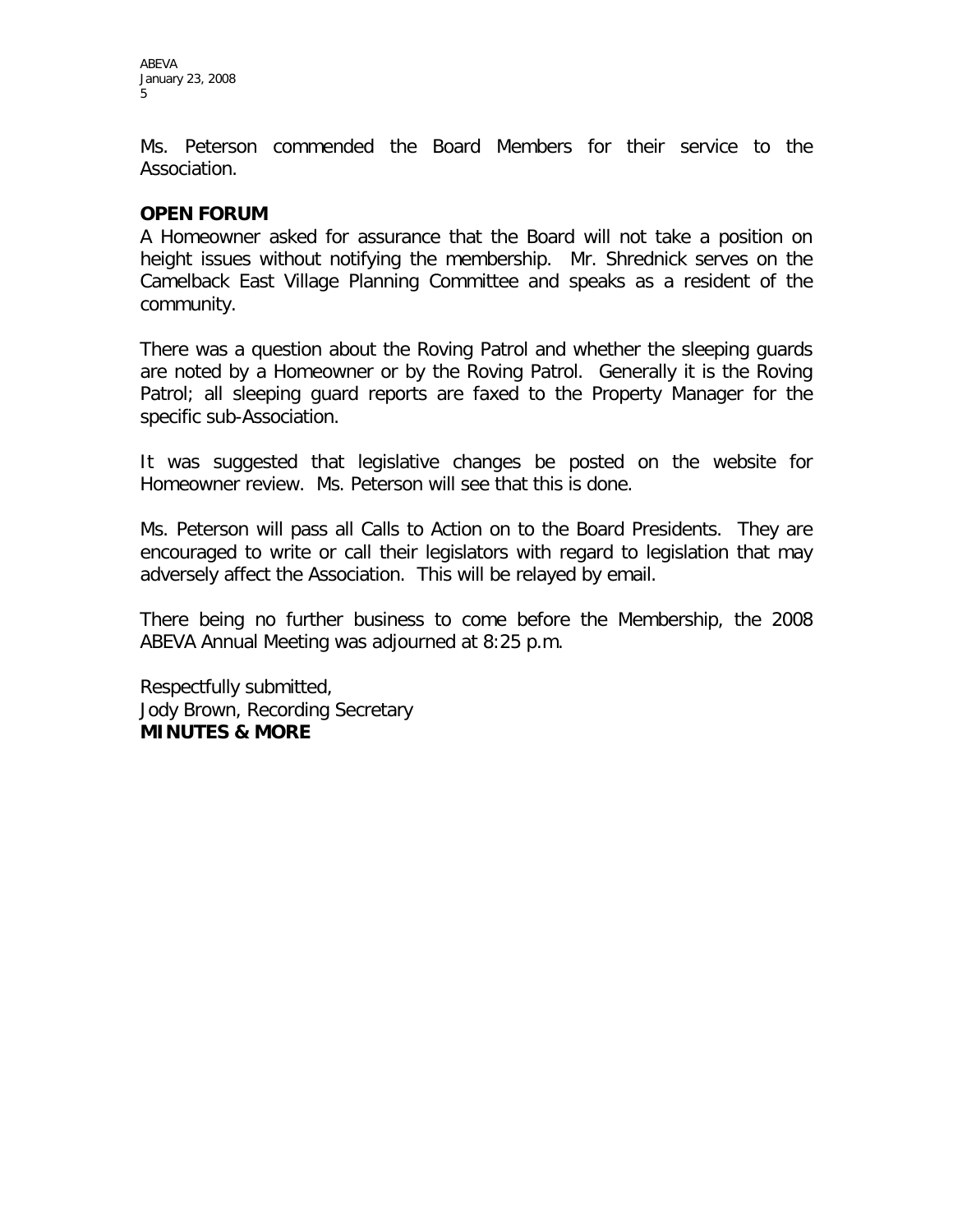Ms. Peterson commended the Board Members for their service to the Association.

**OPEN FORUM**

A Homeowner asked for assurance that the Board will not take a position on height issues without notifying the membership. Mr. Shrednick serves on the Camelback East Village Planning Committee and speaks as a resident of the community.

There was a question about the Roving Patrol and whether the sleeping guards are noted by a Homeowner or by the Roving Patrol. Generally it is the Roving Patrol; all sleeping guard reports are faxed to the Property Manager for the specific sub-Association.

It was suggested that legislative changes be posted on the website for Homeowner review. Ms. Peterson will see that this is done.

Ms. Peterson will pass all Calls to Action on to the Board Presidents. They are encouraged to write or call their legislators with regard to legislation that may adversely affect the Association. This will be relayed by email.

There being no further business to come before the Membership, the 2008 ABEVA Annual Meeting was adjourned at 8:25 p.m.

Respectfully submitted,
Jody Brown, Recording Secretary
**MINUTES & MORE**